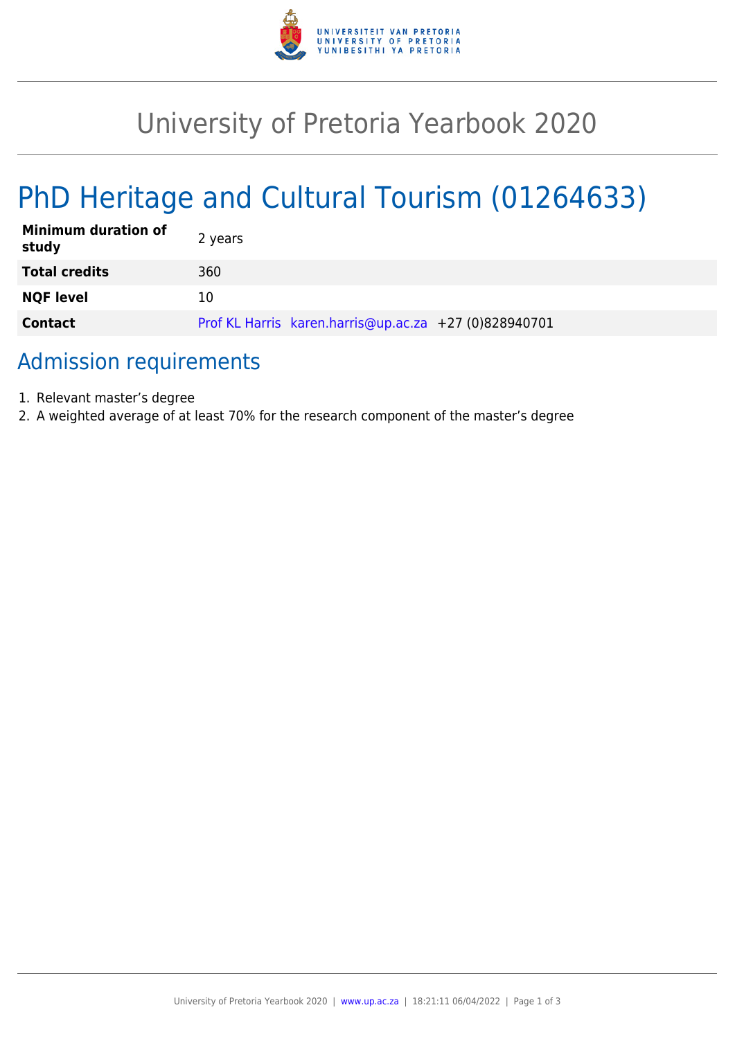# University of Pretoria Yearbook 2020

# PhD Heritage and Cultural Tourism (01264633)

| | |
|---|---|
| **Minimum duration of study** | 2 years |
| **Total credits** | 360 |
| **NQF level** | 10 |
| **Contact** | Prof KL Harris karen.harris@up.ac.za +27 (0)828940701 |

## Admission requirements

1. Relevant master's degree
2. A weighted average of at least 70% for the research component of the master's degree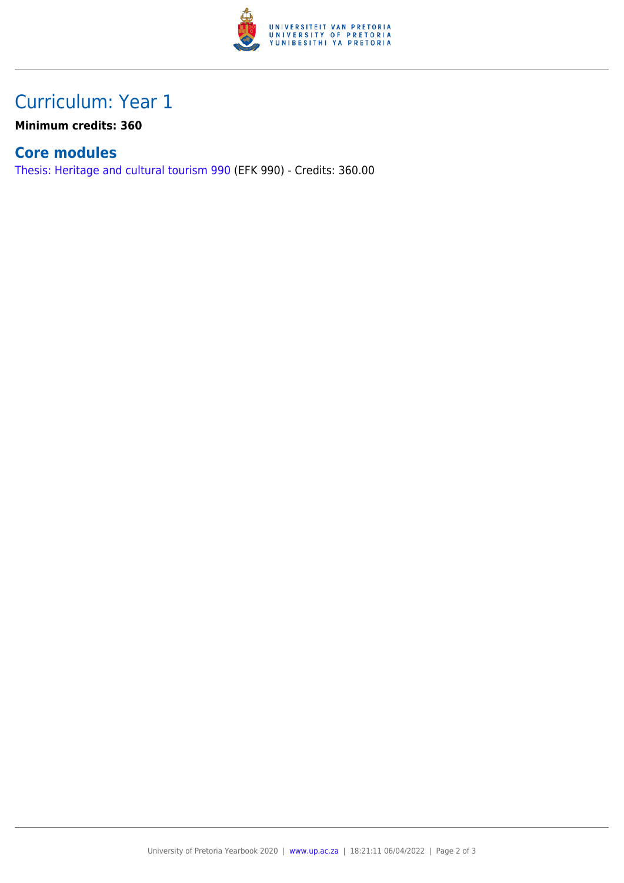## Curriculum: Year 1

**Minimum credits: 360**

### Core modules

Thesis: Heritage and cultural tourism 990 (EFK 990) - Credits: 360.00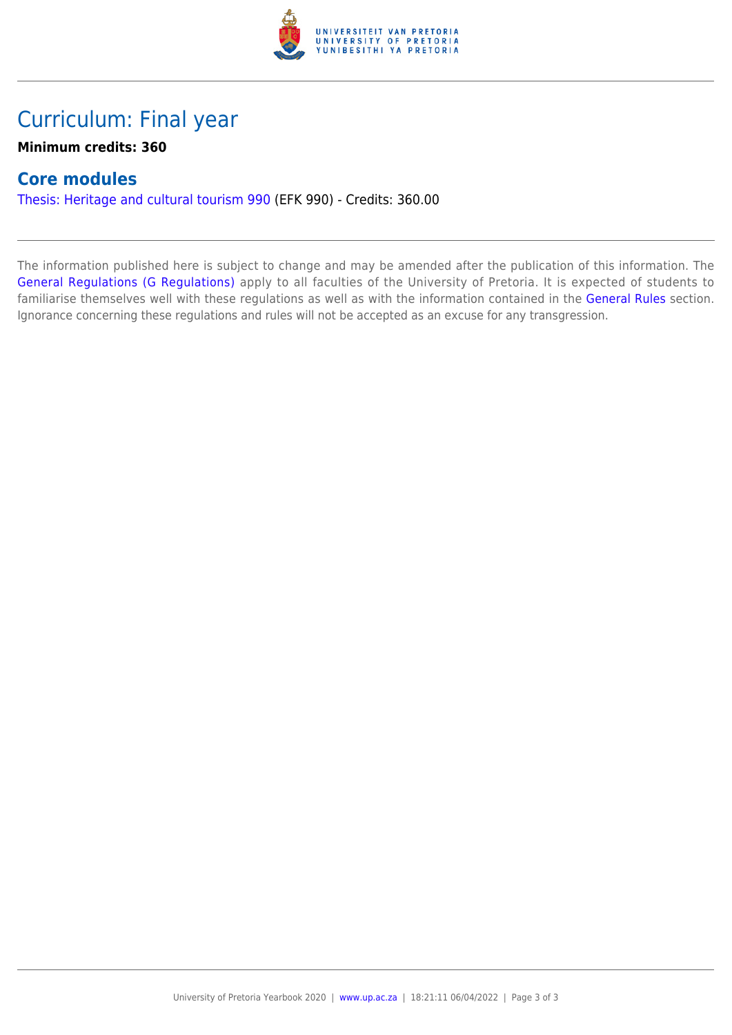# Curriculum: Final year

**Minimum credits: 360**

## Core modules

Thesis: Heritage and cultural tourism 990 (EFK 990) - Credits: 360.00

The information published here is subject to change and may be amended after the publication of this information. The General Regulations (G Regulations) apply to all faculties of the University of Pretoria. It is expected of students to familiarise themselves well with these regulations as well as with the information contained in the General Rules section. Ignorance concerning these regulations and rules will not be accepted as an excuse for any transgression.